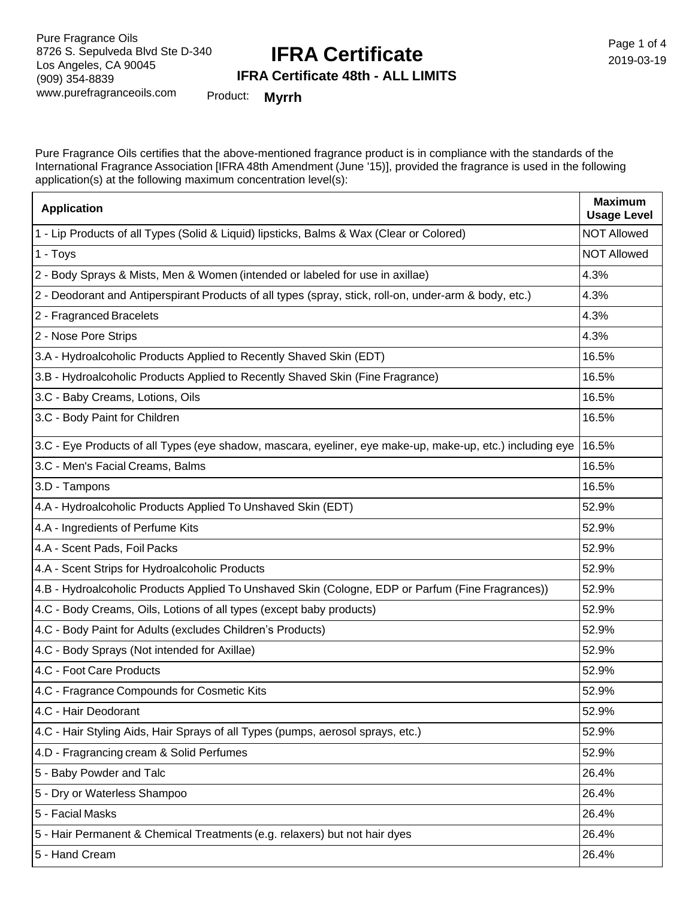Pure Fragrance Oils
8726 S. Sepulveda Blvd Ste D-340
Los Angeles, CA 90045
(909) 354-8839
www.purefragranceoils.com

# IFRA Certificate

## IFRA Certificate 48th - ALL LIMITS

2019-03-19

Product: **Myrrh**

Pure Fragrance Oils certifies that the above-mentioned fragrance product is in compliance with the standards of the International Fragrance Association [IFRA 48th Amendment (June '15)], provided the fragrance is used in the following application(s) at the following maximum concentration level(s):

| Application | Maximum Usage Level |
|---|---|
| 1 - Lip Products of all Types (Solid & Liquid) lipsticks, Balms & Wax (Clear or Colored) | NOT Allowed |
| 1 - Toys | NOT Allowed |
| 2 - Body Sprays & Mists, Men & Women (intended or labeled for use in axillae) | 4.3% |
| 2 - Deodorant and Antiperspirant Products of all types (spray, stick, roll-on, under-arm & body, etc.) | 4.3% |
| 2 - Fragranced Bracelets | 4.3% |
| 2 - Nose Pore Strips | 4.3% |
| 3.A - Hydroalcoholic Products Applied to Recently Shaved Skin (EDT) | 16.5% |
| 3.B - Hydroalcoholic Products Applied to Recently Shaved Skin (Fine Fragrance) | 16.5% |
| 3.C - Baby Creams, Lotions, Oils | 16.5% |
| 3.C - Body Paint for Children | 16.5% |
| 3.C - Eye Products of all Types (eye shadow, mascara, eyeliner, eye make-up, make-up, etc.) including eye | 16.5% |
| 3.C - Men's Facial Creams, Balms | 16.5% |
| 3.D - Tampons | 16.5% |
| 4.A - Hydroalcoholic Products Applied To Unshaved Skin (EDT) | 52.9% |
| 4.A - Ingredients of Perfume Kits | 52.9% |
| 4.A - Scent Pads, Foil Packs | 52.9% |
| 4.A - Scent Strips for Hydroalcoholic Products | 52.9% |
| 4.B - Hydroalcoholic Products Applied To Unshaved Skin (Cologne, EDP or Parfum (Fine Fragrances)) | 52.9% |
| 4.C - Body Creams, Oils, Lotions of all types (except baby products) | 52.9% |
| 4.C - Body Paint for Adults (excludes Children's Products) | 52.9% |
| 4.C - Body Sprays (Not intended for Axillae) | 52.9% |
| 4.C - Foot Care Products | 52.9% |
| 4.C - Fragrance Compounds for Cosmetic Kits | 52.9% |
| 4.C - Hair Deodorant | 52.9% |
| 4.C - Hair Styling Aids, Hair Sprays of all Types (pumps, aerosol sprays, etc.) | 52.9% |
| 4.D - Fragrancing cream & Solid Perfumes | 52.9% |
| 5 - Baby Powder and Talc | 26.4% |
| 5 - Dry or Waterless Shampoo | 26.4% |
| 5 - Facial Masks | 26.4% |
| 5 - Hair Permanent & Chemical Treatments (e.g. relaxers) but not hair dyes | 26.4% |
| 5 - Hand Cream | 26.4% |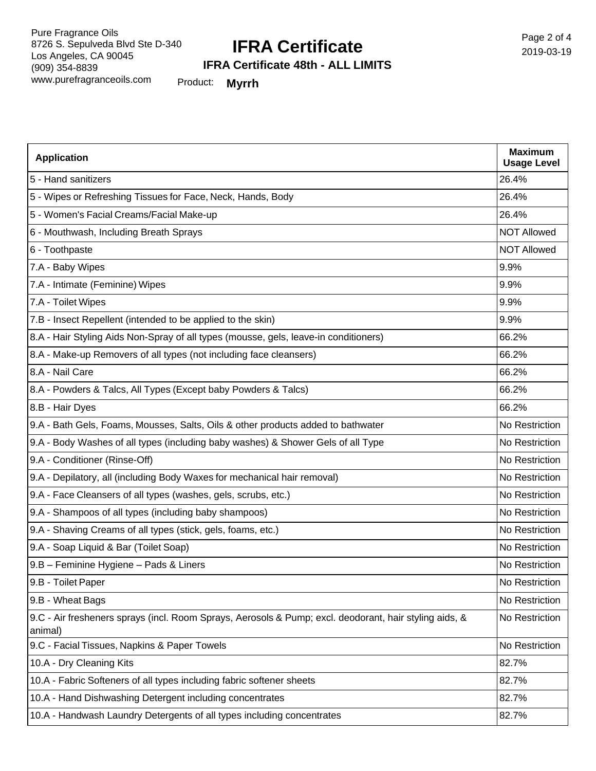| Application | Maximum Usage Level |
|---|---|
| 5 - Hand sanitizers | 26.4% |
| 5 - Wipes or Refreshing Tissues for Face, Neck, Hands, Body | 26.4% |
| 5 - Women's Facial Creams/Facial Make-up | 26.4% |
| 6 - Mouthwash, Including Breath Sprays | NOT Allowed |
| 6 - Toothpaste | NOT Allowed |
| 7.A - Baby Wipes | 9.9% |
| 7.A - Intimate (Feminine) Wipes | 9.9% |
| 7.A - Toilet Wipes | 9.9% |
| 7.B - Insect Repellent (intended to be applied to the skin) | 9.9% |
| 8.A - Hair Styling Aids Non-Spray of all types (mousse, gels, leave-in conditioners) | 66.2% |
| 8.A - Make-up Removers of all types (not including face cleansers) | 66.2% |
| 8.A - Nail Care | 66.2% |
| 8.A - Powders & Talcs, All Types (Except baby Powders & Talcs) | 66.2% |
| 8.B - Hair Dyes | 66.2% |
| 9.A - Bath Gels, Foams, Mousses, Salts, Oils & other products added to bathwater | No Restriction |
| 9.A - Body Washes of all types (including baby washes) & Shower Gels of all Type | No Restriction |
| 9.A - Conditioner (Rinse-Off) | No Restriction |
| 9.A - Depilatory, all (including Body Waxes for mechanical hair removal) | No Restriction |
| 9.A - Face Cleansers of all types (washes, gels, scrubs, etc.) | No Restriction |
| 9.A - Shampoos of all types (including baby shampoos) | No Restriction |
| 9.A - Shaving Creams of all types (stick, gels, foams, etc.) | No Restriction |
| 9.A - Soap Liquid & Bar (Toilet Soap) | No Restriction |
| 9.B – Feminine Hygiene – Pads & Liners | No Restriction |
| 9.B - Toilet Paper | No Restriction |
| 9.B - Wheat Bags | No Restriction |
| 9.C - Air fresheners sprays (incl. Room Sprays, Aerosols & Pump; excl. deodorant, hair styling aids, & animal) | No Restriction |
| 9.C - Facial Tissues, Napkins & Paper Towels | No Restriction |
| 10.A - Dry Cleaning Kits | 82.7% |
| 10.A - Fabric Softeners of all types including fabric softener sheets | 82.7% |
| 10.A - Hand Dishwashing Detergent including concentrates | 82.7% |
| 10.A - Handwash Laundry Detergents of all types including concentrates | 82.7% |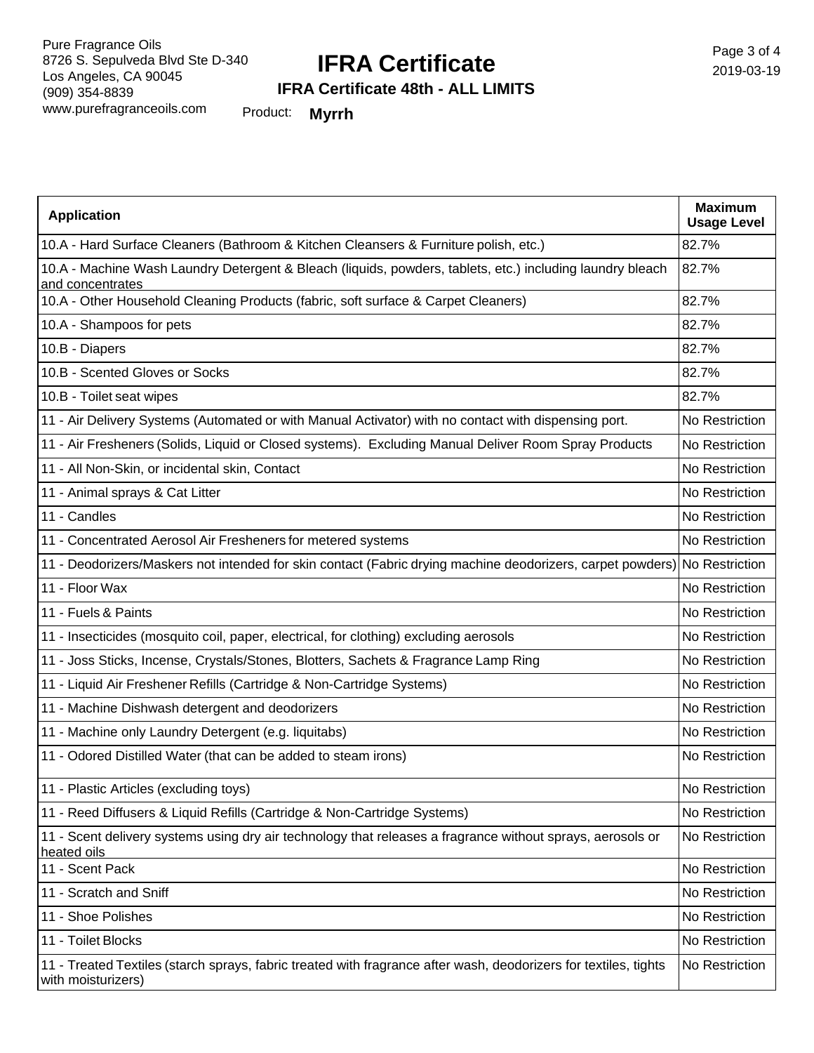Pure Fragrance Oils
8726 S. Sepulveda Blvd Ste D-340
Los Angeles, CA 90045
(909) 354-8839
www.purefragranceoils.com

# IFRA Certificate

## IFRA Certificate 48th - ALL LIMITS

Product: **Myrrh**

| Application | Maximum Usage Level |
| --- | --- |
| 10.A - Hard Surface Cleaners (Bathroom & Kitchen Cleansers & Furniture polish, etc.) | 82.7% |
| 10.A - Machine Wash Laundry Detergent & Bleach (liquids, powders, tablets, etc.) including laundry bleach and concentrates | 82.7% |
| 10.A - Other Household Cleaning Products (fabric, soft surface & Carpet Cleaners) | 82.7% |
| 10.A - Shampoos for pets | 82.7% |
| 10.B - Diapers | 82.7% |
| 10.B - Scented Gloves or Socks | 82.7% |
| 10.B - Toilet seat wipes | 82.7% |
| 11 - Air Delivery Systems (Automated or with Manual Activator) with no contact with dispensing port. | No Restriction |
| 11 - Air Fresheners (Solids, Liquid or Closed systems). Excluding Manual Deliver Room Spray Products | No Restriction |
| 11 - All Non-Skin, or incidental skin, Contact | No Restriction |
| 11 - Animal sprays & Cat Litter | No Restriction |
| 11 - Candles | No Restriction |
| 11 - Concentrated Aerosol Air Fresheners for metered systems | No Restriction |
| 11 - Deodorizers/Maskers not intended for skin contact (Fabric drying machine deodorizers, carpet powders) | No Restriction |
| 11 - Floor Wax | No Restriction |
| 11 - Fuels & Paints | No Restriction |
| 11 - Insecticides (mosquito coil, paper, electrical, for clothing) excluding aerosols | No Restriction |
| 11 - Joss Sticks, Incense, Crystals/Stones, Blotters, Sachets & Fragrance Lamp Ring | No Restriction |
| 11 - Liquid Air Freshener Refills (Cartridge & Non-Cartridge Systems) | No Restriction |
| 11 - Machine Dishwash detergent and deodorizers | No Restriction |
| 11 - Machine only Laundry Detergent (e.g. liquitabs) | No Restriction |
| 11 - Odored Distilled Water (that can be added to steam irons) | No Restriction |
| 11 - Plastic Articles (excluding toys) | No Restriction |
| 11 - Reed Diffusers & Liquid Refills (Cartridge & Non-Cartridge Systems) | No Restriction |
| 11 - Scent delivery systems using dry air technology that releases a fragrance without sprays, aerosols or heated oils | No Restriction |
| 11 - Scent Pack | No Restriction |
| 11 - Scratch and Sniff | No Restriction |
| 11 - Shoe Polishes | No Restriction |
| 11 - Toilet Blocks | No Restriction |
| 11 - Treated Textiles (starch sprays, fabric treated with fragrance after wash, deodorizers for textiles, tights with moisturizers) | No Restriction |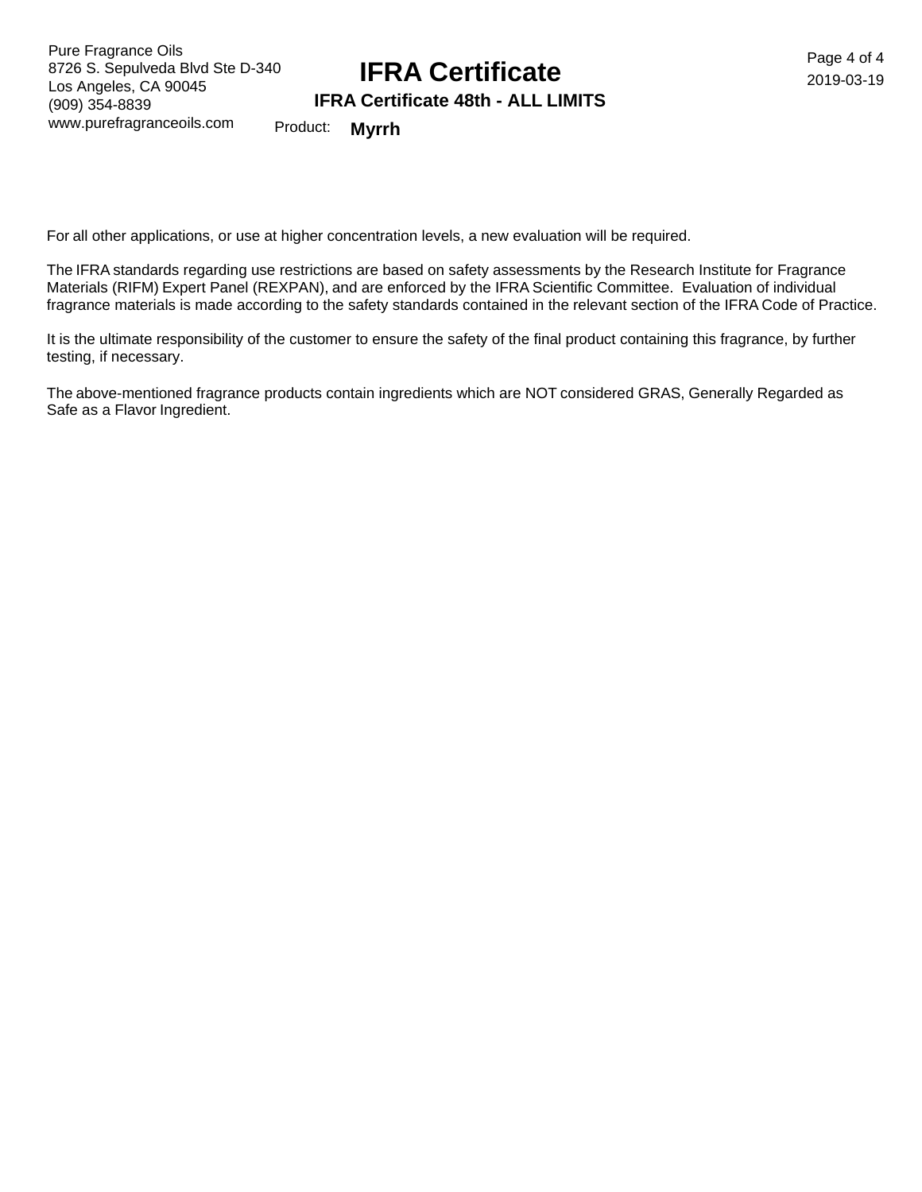For all other applications, or use at higher concentration levels, a new evaluation will be required.

The IFRA standards regarding use restrictions are based on safety assessments by the Research Institute for Fragrance Materials (RIFM) Expert Panel (REXPAN), and are enforced by the IFRA Scientific Committee. Evaluation of individual fragrance materials is made according to the safety standards contained in the relevant section of the IFRA Code of Practice.

It is the ultimate responsibility of the customer to ensure the safety of the final product containing this fragrance, by further testing, if necessary.

The above-mentioned fragrance products contain ingredients which are NOT considered GRAS, Generally Regarded as Safe as a Flavor Ingredient.